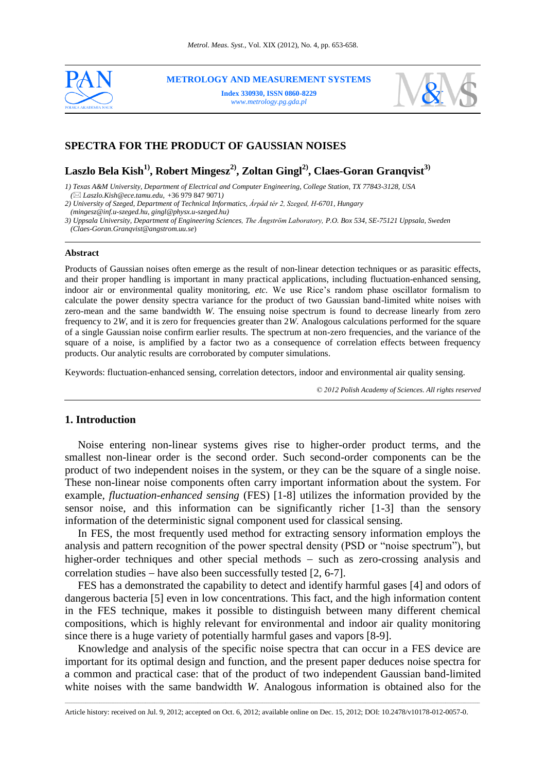# SPECTRA FOR THE PRODUCT OF GAUSSIAN NOISES

## Laszlo Bela Kish[1)], Robert Mingesz[2)], Zoltan Gingl[2)], Claes-Goran Granqvist[3)]

*1) Texas A&M University, Department of Electrical and Computer Engineering, College Station, TX 77843-3128, USA (✉ Laszlo.Kish@ece.tamu.edu, +36 979 847 9071)*
*2) University of Szeged, Department of Technical Informatics, Árpád tér 2, Szeged, H-6701, Hungary (mingesz@inf.u-szeged.hu, gingl@physx.u-szeged.hu)*
*3) Uppsala University, Department of Engineering Sciences, The Ångström Laboratory, P.O. Box 534, SE-75121 Uppsala, Sweden (Claes-Goran.Granqvist@angstrom.uu.se)*

### Abstract

Products of Gaussian noises often emerge as the result of non-linear detection techniques or as parasitic effects, and their proper handling is important in many practical applications, including fluctuation-enhanced sensing, indoor air or environmental quality monitoring, *etc.* We use Rice's random phase oscillator formalism to calculate the power density spectra variance for the product of two Gaussian band-limited white noises with zero-mean and the same bandwidth $W$. The ensuing noise spectrum is found to decrease linearly from zero frequency to $2W$, and it is zero for frequencies greater than $2W$. Analogous calculations performed for the square of a single Gaussian noise confirm earlier results. The spectrum at non-zero frequencies, and the variance of the square of a noise, is amplified by a factor two as a consequence of correlation effects between frequency products. Our analytic results are corroborated by computer simulations.

Keywords: fluctuation-enhanced sensing, correlation detectors, indoor and environmental air quality sensing.

*© 2012 Polish Academy of Sciences. All rights reserved*

## 1. Introduction

Noise entering non-linear systems gives rise to higher-order product terms, and the smallest non-linear order is the second order. Such second-order components can be the product of two independent noises in the system, or they can be the square of a single noise. These non-linear noise components often carry important information about the system. For example, *fluctuation-enhanced sensing* (FES) [1-8] utilizes the information provided by the sensor noise, and this information can be significantly richer [1-3] than the sensory information of the deterministic signal component used for classical sensing.

In FES, the most frequently used method for extracting sensory information employs the analysis and pattern recognition of the power spectral density (PSD or "noise spectrum"), but higher-order techniques and other special methods – such as zero-crossing analysis and correlation studies – have also been successfully tested [2, 6-7].

FES has a demonstrated the capability to detect and identify harmful gases [4] and odors of dangerous bacteria [5] even in low concentrations. This fact, and the high information content in the FES technique, makes it possible to distinguish between many different chemical compositions, which is highly relevant for environmental and indoor air quality monitoring since there is a huge variety of potentially harmful gases and vapors [8-9].

Knowledge and analysis of the specific noise spectra that can occur in a FES device are important for its optimal design and function, and the present paper deduces noise spectra for a common and practical case: that of the product of two independent Gaussian band-limited white noises with the same bandwidth $W$. Analogous information is obtained also for the

Article history: received on Jul. 9, 2012; accepted on Oct. 6, 2012; available online on Dec. 15, 2012; DOI: 10.2478/v10178-012-0057-0.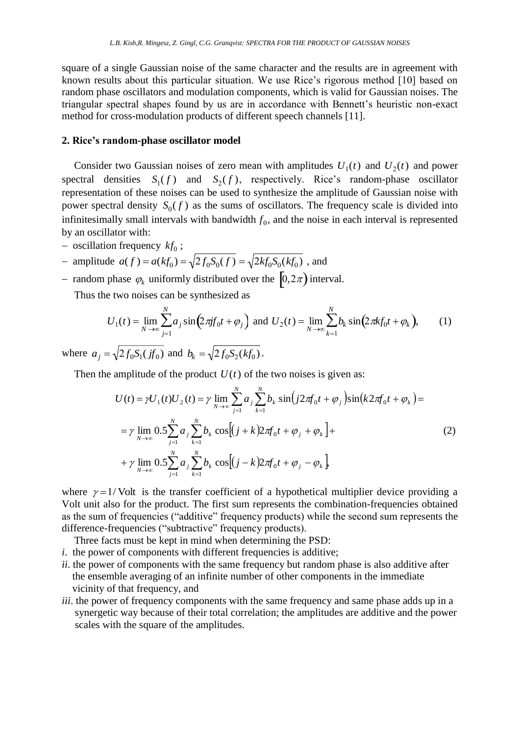square of a single Gaussian noise of the same character and the results are in agreement with known results about this particular situation. We use Rice's rigorous method [10] based on random phase oscillators and modulation components, which is valid for Gaussian noises. The triangular spectral shapes found by us are in accordance with Bennett's heuristic non-exact method for cross-modulation products of different speech channels [11].

## 2. Rice's random-phase oscillator model

Consider two Gaussian noises of zero mean with amplitudes $U_1(t)$ and $U_2(t)$ and power spectral densities $S_1(f)$ and $S_2(f)$, respectively. Rice's random-phase oscillator representation of these noises can be used to synthesize the amplitude of Gaussian noise with power spectral density $S_0(f)$ as the sums of oscillators. The frequency scale is divided into infinitesimally small intervals with bandwidth $f_0$, and the noise in each interval is represented by an oscillator with:

- oscillation frequency $kf_0$ ;
- amplitude $a(f) = a(kf_0) = \sqrt{2f_0 S_0(f)} = \sqrt{2kf_0 S_0(kf_0)}$ , and
- random phase $\varphi_k$ uniformly distributed over the $[0, 2\pi)$ interval.

Thus the two noises can be synthesized as

$$U_1(t) = \lim_{N\to\infty} \sum_{j=1}^{N} a_j \sin\left(2\pi j f_0 t + \varphi_j\right) \text{ and } U_2(t) = \lim_{N\to\infty} \sum_{k=1}^{N} b_k \sin\left(2\pi k f_0 t + \varphi_k\right), \tag{1}$$

where $a_j = \sqrt{2f_0 S_1(jf_0)}$ and $b_k = \sqrt{2f_0 S_2(kf_0)}$.

Then the amplitude of the product $U(t)$ of the two noises is given as:

$$\begin{aligned}
U(t) &= \gamma U_1(t)U_2(t) = \gamma \lim_{N\to\infty} \sum_{j=1}^{N} a_j \sum_{k=1}^{N} b_k \sin\left(j 2\pi f_0 t + \varphi_j\right)\sin\left(k 2\pi f_0 t + \varphi_k\right) = \\
&= \gamma \lim_{N\to\infty} 0.5 \sum_{j=1}^{N} a_j \sum_{k=1}^{N} b_k \cos\left[(j+k)2\pi f_0 t + \varphi_j + \varphi_k\right] + \\
&+ \gamma \lim_{N\to\infty} 0.5 \sum_{j=1}^{N} a_j \sum_{k=1}^{N} b_k \cos\left[(j-k)2\pi f_0 t + \varphi_j - \varphi_k\right],
\end{aligned} \tag{2}$$

where $\gamma = 1/\text{Volt}$ is the transfer coefficient of a hypothetical multiplier device providing a Volt unit also for the product. The first sum represents the combination-frequencies obtained as the sum of frequencies ("additive" frequency products) while the second sum represents the difference-frequencies ("subtractive" frequency products).

Three facts must be kept in mind when determining the PSD:

*i*. the power of components with different frequencies is additive;

*ii*. the power of components with the same frequency but random phase is also additive after the ensemble averaging of an infinite number of other components in the immediate vicinity of that frequency, and

*iii*. the power of frequency components with the same frequency and same phase adds up in a synergetic way because of their total correlation; the amplitudes are additive and the power scales with the square of the amplitudes.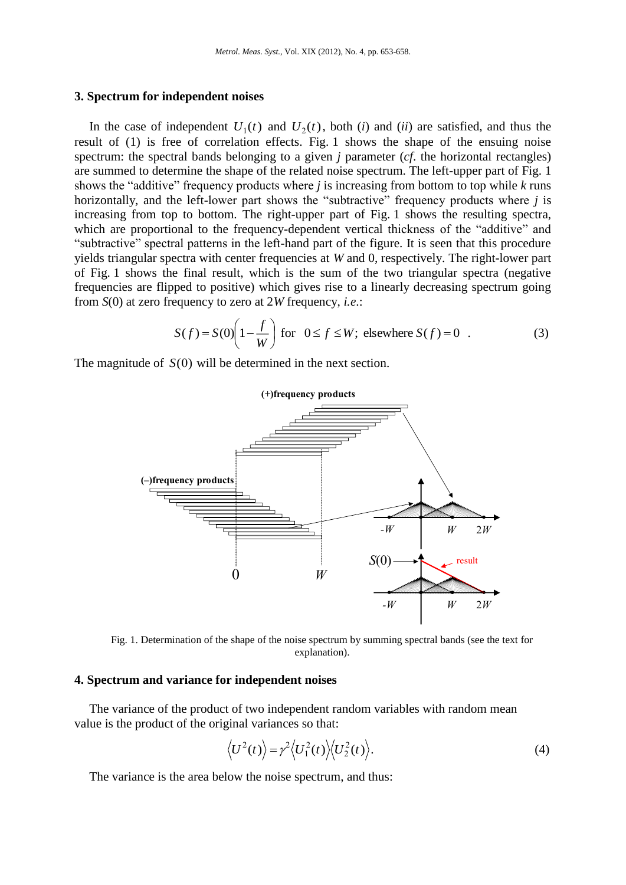## 3. Spectrum for independent noises

In the case of independent $U_1(t)$ and $U_2(t)$, both (*i*) and (*ii*) are satisfied, and thus the result of (1) is free of correlation effects. Fig. 1 shows the shape of the ensuing noise spectrum: the spectral bands belonging to a given *j* parameter (*cf*. the horizontal rectangles) are summed to determine the shape of the related noise spectrum. The left-upper part of Fig. 1 shows the "additive" frequency products where *j* is increasing from bottom to top while *k* runs horizontally, and the left-lower part shows the "subtractive" frequency products where *j* is increasing from top to bottom. The right-upper part of Fig. 1 shows the resulting spectra, which are proportional to the frequency-dependent vertical thickness of the "additive" and "subtractive" spectral patterns in the left-hand part of the figure. It is seen that this procedure yields triangular spectra with center frequencies at $W$ and 0, respectively. The right-lower part of Fig. 1 shows the final result, which is the sum of the two triangular spectra (negative frequencies are flipped to positive) which gives rise to a linearly decreasing spectrum going from $S(0)$ at zero frequency to zero at $2W$ frequency, *i.e.*:

$$S(f) = S(0)\left(1 - \frac{f}{W}\right) \text{ for } 0 \le f \le W; \text{ elsewhere } S(f) = 0 \quad . \tag{3}$$

The magnitude of $S(0)$ will be determined in the next section.

Fig. 1. Determination of the shape of the noise spectrum by summing spectral bands (see the text for explanation).

## 4. Spectrum and variance for independent noises

The variance of the product of two independent random variables with random mean value is the product of the original variances so that:

$$\left\langle U^2(t) \right\rangle = \gamma^2 \left\langle U_1^2(t) \right\rangle \left\langle U_2^2(t) \right\rangle. \tag{4}$$

The variance is the area below the noise spectrum, and thus: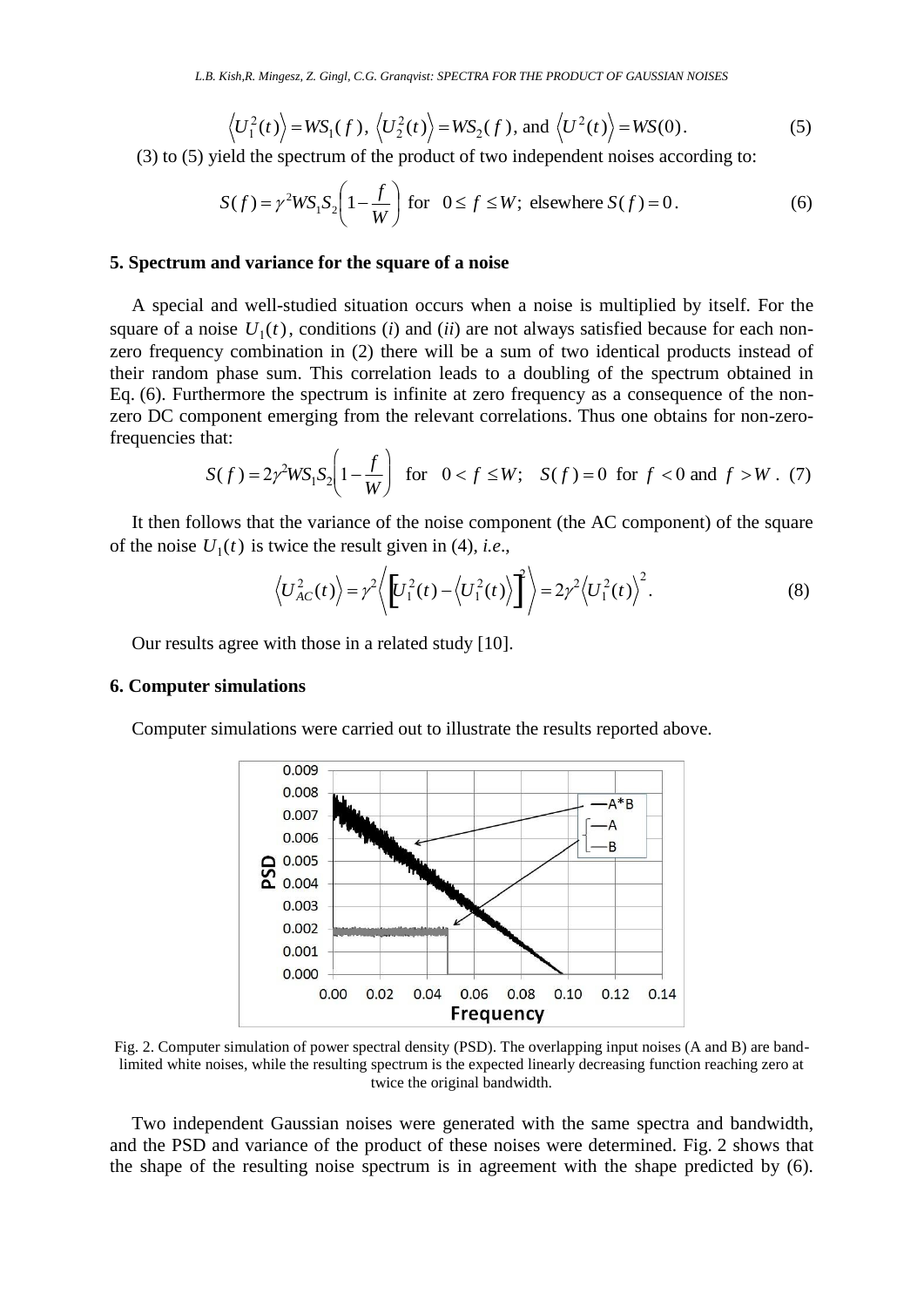$$\left\langle U_1^2(t)\right\rangle = WS_1(f),\ \left\langle U_2^2(t)\right\rangle = WS_2(f),\ \text{and}\ \left\langle U^2(t)\right\rangle = WS(0). \tag{5}$$

(3) to (5) yield the spectrum of the product of two independent noises according to:

$$S(f) = \gamma^2 WS_1S_2\left(1-\frac{f}{W}\right)\ \text{for}\ \ 0 \le f \le W;\ \text{elsewhere}\ S(f)=0. \tag{6}$$

### 5. Spectrum and variance for the square of a noise

A special and well-studied situation occurs when a noise is multiplied by itself. For the square of a noise $U_1(t)$, conditions (*i*) and (*ii*) are not always satisfied because for each non-zero frequency combination in (2) there will be a sum of two identical products instead of their random phase sum. This correlation leads to a doubling of the spectrum obtained in Eq. (6). Furthermore the spectrum is infinite at zero frequency as a consequence of the non-zero DC component emerging from the relevant correlations. Thus one obtains for non-zero-frequencies that:

$$S(f) = 2\gamma^2 WS_1S_2\left(1-\frac{f}{W}\right)\ \ \text{for}\ \ 0 < f \le W;\ \ S(f)=0\ \text{for}\ f<0\ \text{and}\ f>W. \tag{7}$$

It then follows that the variance of the noise component (the AC component) of the square of the noise $U_1(t)$ is twice the result given in (4), *i.e.*,

$$\left\langle U_{AC}^2(t)\right\rangle = \gamma^2\left\langle \left[U_1^2(t) - \left\langle U_1^2(t)\right\rangle\right]^2\right\rangle = 2\gamma^2\left\langle U_1^2(t)\right\rangle^2. \tag{8}$$

Our results agree with those in a related study [10].

### 6. Computer simulations

Computer simulations were carried out to illustrate the results reported above.

Fig. 2. Computer simulation of power spectral density (PSD). The overlapping input noises (A and B) are band-limited white noises, while the resulting spectrum is the expected linearly decreasing function reaching zero at twice the original bandwidth.

Two independent Gaussian noises were generated with the same spectra and bandwidth, and the PSD and variance of the product of these noises were determined. Fig. 2 shows that the shape of the resulting noise spectrum is in agreement with the shape predicted by (6).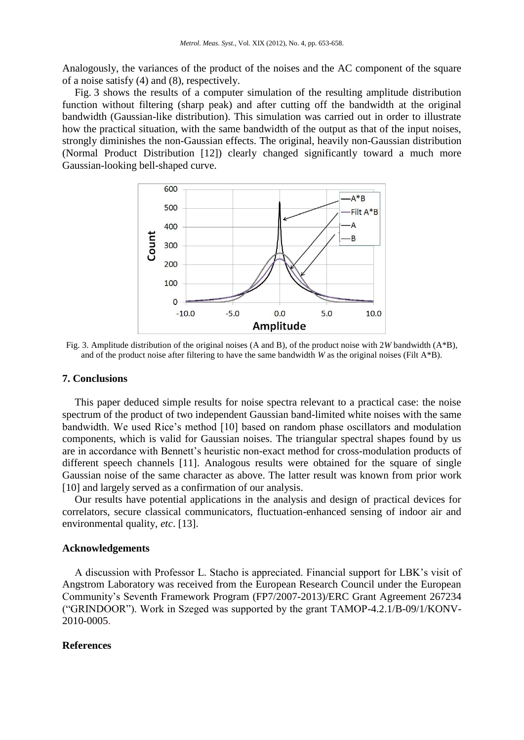Analogously, the variances of the product of the noises and the AC component of the square of a noise satisfy (4) and (8), respectively.

Fig. 3 shows the results of a computer simulation of the resulting amplitude distribution function without filtering (sharp peak) and after cutting off the bandwidth at the original bandwidth (Gaussian-like distribution). This simulation was carried out in order to illustrate how the practical situation, with the same bandwidth of the output as that of the input noises, strongly diminishes the non-Gaussian effects. The original, heavily non-Gaussian distribution (Normal Product Distribution [12]) clearly changed significantly toward a much more Gaussian-looking bell-shaped curve.

Fig. 3. Amplitude distribution of the original noises (A and B), of the product noise with $2W$ bandwidth (A*B), and of the product noise after filtering to have the same bandwidth $W$ as the original noises (Filt A*B).

## 7. Conclusions

This paper deduced simple results for noise spectra relevant to a practical case: the noise spectrum of the product of two independent Gaussian band-limited white noises with the same bandwidth. We used Rice's method [10] based on random phase oscillators and modulation components, which is valid for Gaussian noises. The triangular spectral shapes found by us are in accordance with Bennett's heuristic non-exact method for cross-modulation products of different speech channels [11]. Analogous results were obtained for the square of single Gaussian noise of the same character as above. The latter result was known from prior work [10] and largely served as a confirmation of our analysis.

Our results have potential applications in the analysis and design of practical devices for correlators, secure classical communicators, fluctuation-enhanced sensing of indoor air and environmental quality, *etc*. [13].

## Acknowledgements

A discussion with Professor L. Stacho is appreciated. Financial support for LBK's visit of Angstrom Laboratory was received from the European Research Council under the European Community's Seventh Framework Program (FP7/2007-2013)/ERC Grant Agreement 267234 ("GRINDOOR"). Work in Szeged was supported by the grant TAMOP-4.2.1/B-09/1/KONV-2010-0005.

## References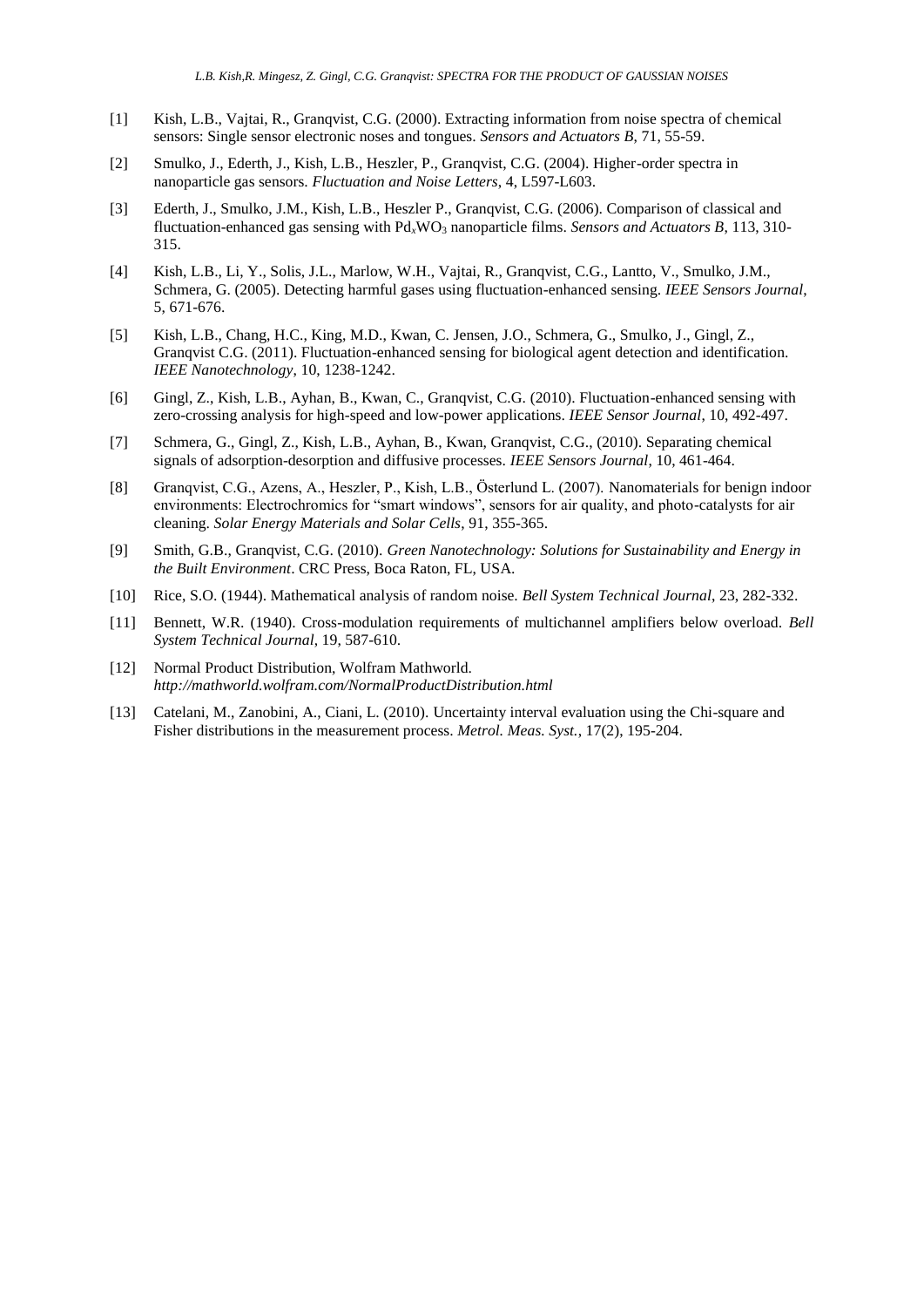[1] Kish, L.B., Vajtai, R., Granqvist, C.G. (2000). Extracting information from noise spectra of chemical sensors: Single sensor electronic noses and tongues. *Sensors and Actuators B*, 71, 55-59.

[2] Smulko, J., Ederth, J., Kish, L.B., Heszler, P., Granqvist, C.G. (2004). Higher-order spectra in nanoparticle gas sensors. *Fluctuation and Noise Letters*, 4, L597-L603.

[3] Ederth, J., Smulko, J.M., Kish, L.B., Heszler P., Granqvist, C.G. (2006). Comparison of classical and fluctuation-enhanced gas sensing with $Pd_xWO_3$ nanoparticle films. *Sensors and Actuators B*, 113, 310-315.

[4] Kish, L.B., Li, Y., Solis, J.L., Marlow, W.H., Vajtai, R., Granqvist, C.G., Lantto, V., Smulko, J.M., Schmera, G. (2005). Detecting harmful gases using fluctuation-enhanced sensing. *IEEE Sensors Journal*, 5, 671-676.

[5] Kish, L.B., Chang, H.C., King, M.D., Kwan, C. Jensen, J.O., Schmera, G., Smulko, J., Gingl, Z., Granqvist C.G. (2011). Fluctuation-enhanced sensing for biological agent detection and identification. *IEEE Nanotechnology*, 10, 1238-1242.

[6] Gingl, Z., Kish, L.B., Ayhan, B., Kwan, C., Granqvist, C.G. (2010). Fluctuation-enhanced sensing with zero-crossing analysis for high-speed and low-power applications. *IEEE Sensor Journal*, 10, 492-497.

[7] Schmera, G., Gingl, Z., Kish, L.B., Ayhan, B., Kwan, Granqvist, C.G., (2010). Separating chemical signals of adsorption-desorption and diffusive processes. *IEEE Sensors Journal*, 10, 461-464.

[8] Granqvist, C.G., Azens, A., Heszler, P., Kish, L.B., Österlund L. (2007). Nanomaterials for benign indoor environments: Electrochromics for "smart windows", sensors for air quality, and photo-catalysts for air cleaning. *Solar Energy Materials and Solar Cells*, 91, 355-365.

[9] Smith, G.B., Granqvist, C.G. (2010). *Green Nanotechnology: Solutions for Sustainability and Energy in the Built Environment*. CRC Press, Boca Raton, FL, USA.

[10] Rice, S.O. (1944). Mathematical analysis of random noise. *Bell System Technical Journal*, 23, 282-332.

[11] Bennett, W.R. (1940). Cross-modulation requirements of multichannel amplifiers below overload. *Bell System Technical Journal*, 19, 587-610.

[12] Normal Product Distribution, Wolfram Mathworld. *http://mathworld.wolfram.com/NormalProductDistribution.html*

[13] Catelani, M., Zanobini, A., Ciani, L. (2010). Uncertainty interval evaluation using the Chi-square and Fisher distributions in the measurement process. *Metrol. Meas. Syst.*, 17(2), 195-204.